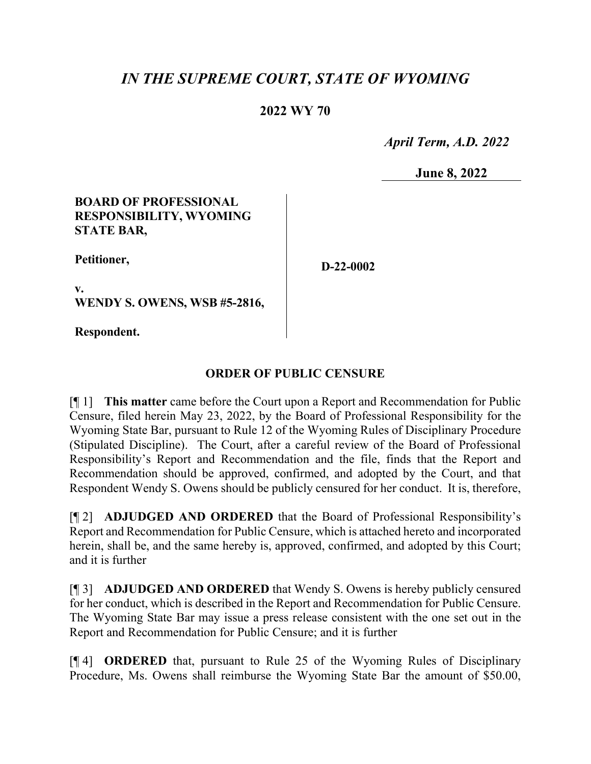# *IN THE SUPREME COURT, STATE OF WYOMING*

## 2022 WY 70

*April Term, A.D. 2022*

**June 8, 2022**

| | |
|---|---|
| **BOARD OF PROFESSIONAL RESPONSIBILITY, WYOMING STATE BAR,**<br><br>**Petitioner,**<br><br>**v.**<br>**WENDY S. OWENS, WSB #5-2816,**<br><br>**Respondent.** | **D-22-0002** |

### ORDER OF PUBLIC CENSURE

[¶ 1] **This matter** came before the Court upon a Report and Recommendation for Public Censure, filed herein May 23, 2022, by the Board of Professional Responsibility for the Wyoming State Bar, pursuant to Rule 12 of the Wyoming Rules of Disciplinary Procedure (Stipulated Discipline). The Court, after a careful review of the Board of Professional Responsibility's Report and Recommendation and the file, finds that the Report and Recommendation should be approved, confirmed, and adopted by the Court, and that Respondent Wendy S. Owens should be publicly censured for her conduct. It is, therefore,

[¶ 2] **ADJUDGED AND ORDERED** that the Board of Professional Responsibility's Report and Recommendation for Public Censure, which is attached hereto and incorporated herein, shall be, and the same hereby is, approved, confirmed, and adopted by this Court; and it is further

[¶ 3] **ADJUDGED AND ORDERED** that Wendy S. Owens is hereby publicly censured for her conduct, which is described in the Report and Recommendation for Public Censure. The Wyoming State Bar may issue a press release consistent with the one set out in the Report and Recommendation for Public Censure; and it is further

[¶ 4] **ORDERED** that, pursuant to Rule 25 of the Wyoming Rules of Disciplinary Procedure, Ms. Owens shall reimburse the Wyoming State Bar the amount of $50.00,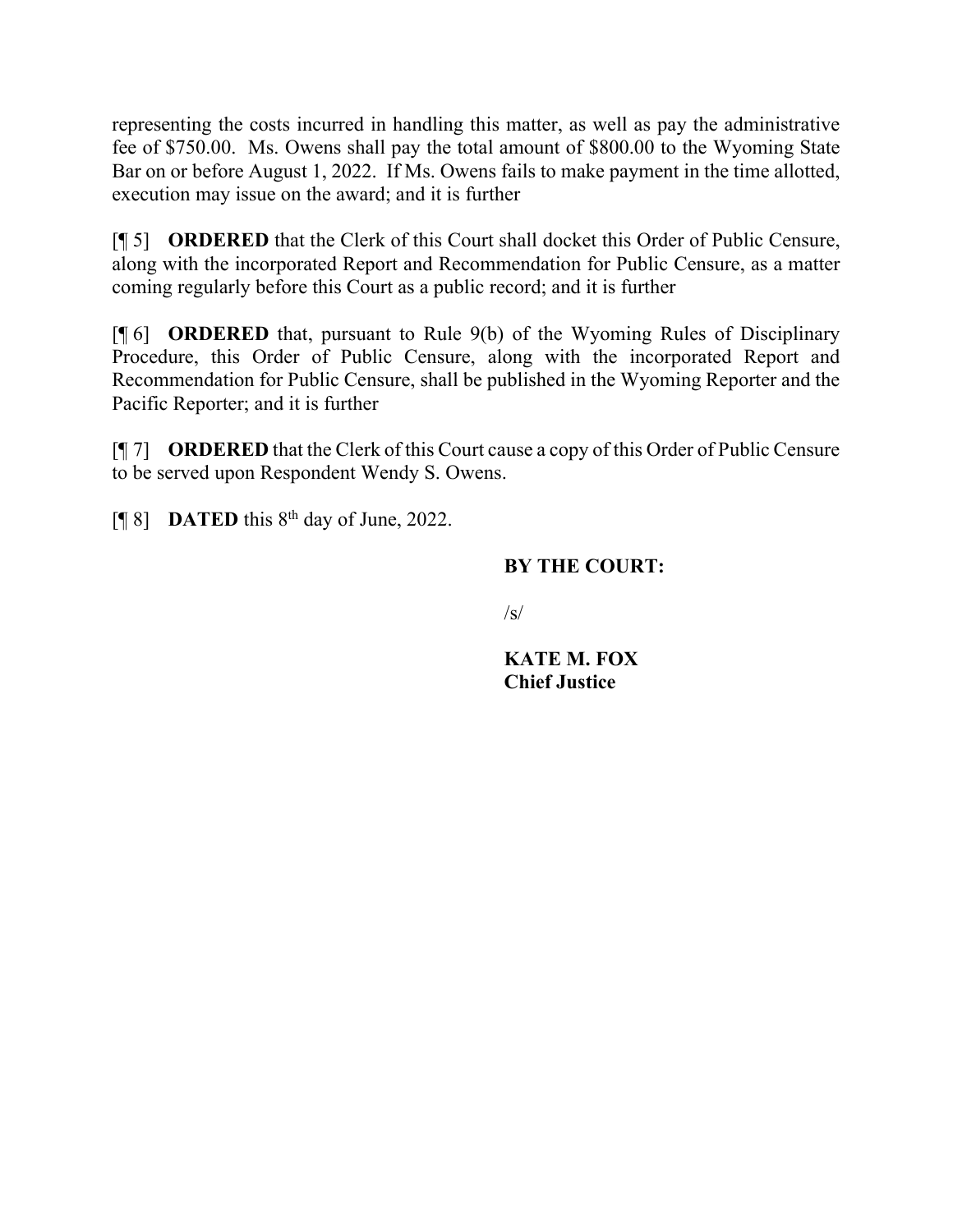representing the costs incurred in handling this matter, as well as pay the administrative fee of $750.00. Ms. Owens shall pay the total amount of $800.00 to the Wyoming State Bar on or before August 1, 2022. If Ms. Owens fails to make payment in the time allotted, execution may issue on the award; and it is further

[¶ 5] **ORDERED** that the Clerk of this Court shall docket this Order of Public Censure, along with the incorporated Report and Recommendation for Public Censure, as a matter coming regularly before this Court as a public record; and it is further

[¶ 6] **ORDERED** that, pursuant to Rule 9(b) of the Wyoming Rules of Disciplinary Procedure, this Order of Public Censure, along with the incorporated Report and Recommendation for Public Censure, shall be published in the Wyoming Reporter and the Pacific Reporter; and it is further

[¶ 7] **ORDERED** that the Clerk of this Court cause a copy of this Order of Public Censure to be served upon Respondent Wendy S. Owens.

[¶ 8] **DATED** this 8th day of June, 2022.

**BY THE COURT:**

/s/

**KATE M. FOX**
**Chief Justice**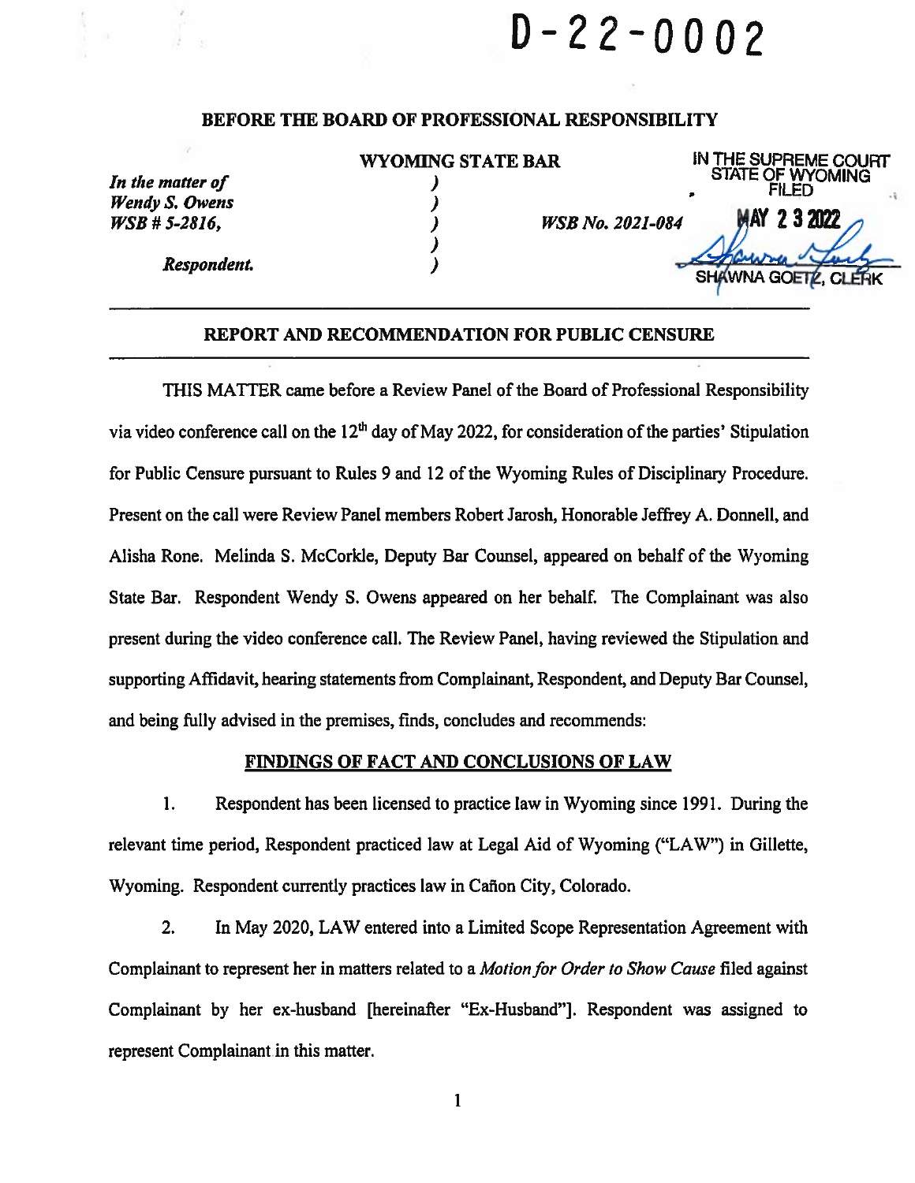# D-22-0002

## BEFORE THE BOARD OF PROFESSIONAL RESPONSIBILITY

## WYOMING STATE BAR

IN THE SUPREME COURT
STATE OF WYOMING
FILED
MAY 23 2022
SHAWNA GOETZ, CLERK

| | | |
|---|---|---|
| *In the matter of* | ) | |
| *Wendy S. Owens* | ) | |
| *WSB # 5-2816,* | ) | *WSB No. 2021-084* |
| | ) | |
| *Respondent.* | ) | |

---

## REPORT AND RECOMMENDATION FOR PUBLIC CENSURE

---

THIS MATTER came before a Review Panel of the Board of Professional Responsibility via video conference call on the 12th day of May 2022, for consideration of the parties' Stipulation for Public Censure pursuant to Rules 9 and 12 of the Wyoming Rules of Disciplinary Procedure. Present on the call were Review Panel members Robert Jarosh, Honorable Jeffrey A. Donnell, and Alisha Rone. Melinda S. McCorkle, Deputy Bar Counsel, appeared on behalf of the Wyoming State Bar. Respondent Wendy S. Owens appeared on her behalf. The Complainant was also present during the video conference call. The Review Panel, having reviewed the Stipulation and supporting Affidavit, hearing statements from Complainant, Respondent, and Deputy Bar Counsel, and being fully advised in the premises, finds, concludes and recommends:

### FINDINGS OF FACT AND CONCLUSIONS OF LAW

1. Respondent has been licensed to practice law in Wyoming since 1991. During the relevant time period, Respondent practiced law at Legal Aid of Wyoming ("LAW") in Gillette, Wyoming. Respondent currently practices law in Cañon City, Colorado.

2. In May 2020, LAW entered into a Limited Scope Representation Agreement with Complainant to represent her in matters related to a *Motion for Order to Show Cause* filed against Complainant by her ex-husband [hereinafter "Ex-Husband"]. Respondent was assigned to represent Complainant in this matter.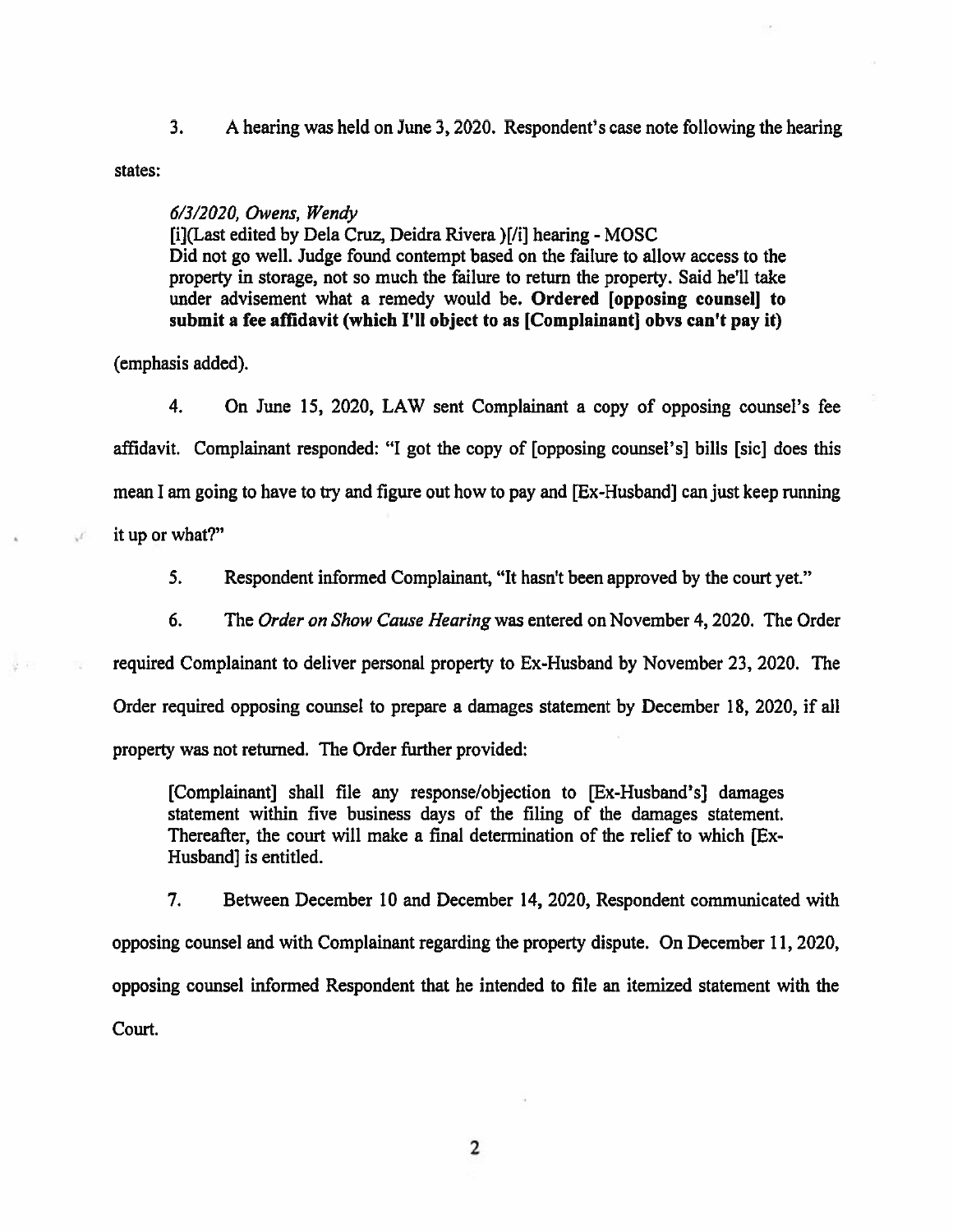3. A hearing was held on June 3, 2020. Respondent's case note following the hearing states:

> *6/3/2020, Owens, Wendy*
> [i](Last edited by Dela Cruz, Deidra Rivera )[/i] hearing - MOSC
> Did not go well. Judge found contempt based on the failure to allow access to the property in storage, not so much the failure to return the property. Said he'll take under advisement what a remedy would be. **Ordered [opposing counsel] to submit a fee affidavit (which I'll object to as [Complainant] obvs can't pay it)**

(emphasis added).

4. On June 15, 2020, LAW sent Complainant a copy of opposing counsel's fee affidavit. Complainant responded: "I got the copy of [opposing counsel's] bills [sic] does this mean I am going to have to try and figure out how to pay and [Ex-Husband] can just keep running it up or what?"

5. Respondent informed Complainant, "It hasn't been approved by the court yet."

6. The *Order on Show Cause Hearing* was entered on November 4, 2020. The Order required Complainant to deliver personal property to Ex-Husband by November 23, 2020. The Order required opposing counsel to prepare a damages statement by December 18, 2020, if all property was not returned. The Order further provided:

> [Complainant] shall file any response/objection to [Ex-Husband's] damages statement within five business days of the filing of the damages statement. Thereafter, the court will make a final determination of the relief to which [Ex-Husband] is entitled.

7. Between December 10 and December 14, 2020, Respondent communicated with opposing counsel and with Complainant regarding the property dispute. On December 11, 2020, opposing counsel informed Respondent that he intended to file an itemized statement with the Court.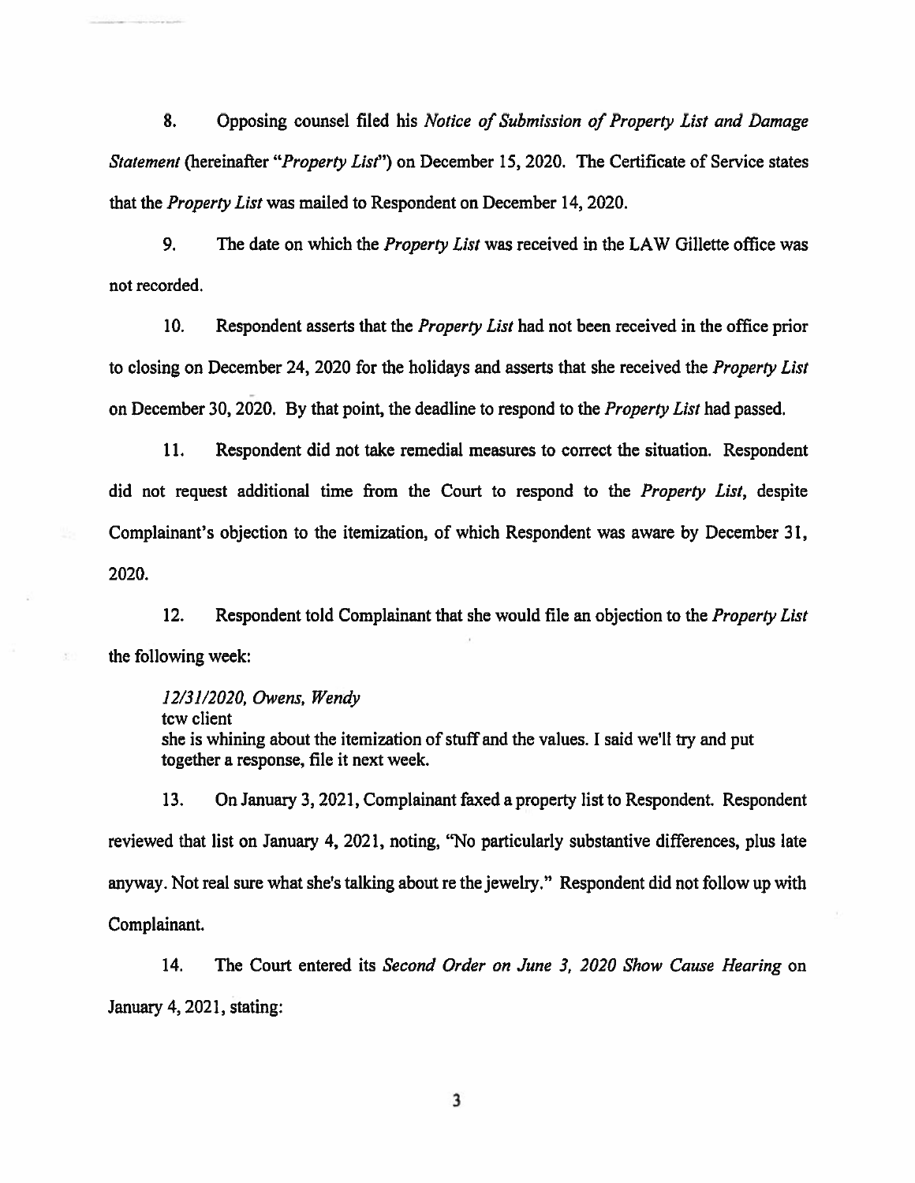8. Opposing counsel filed his *Notice of Submission of Property List and Damage Statement* (hereinafter "*Property List*") on December 15, 2020. The Certificate of Service states that the *Property List* was mailed to Respondent on December 14, 2020.

9. The date on which the *Property List* was received in the LAW Gillette office was not recorded.

10. Respondent asserts that the *Property List* had not been received in the office prior to closing on December 24, 2020 for the holidays and asserts that she received the *Property List* on December 30, 2020. By that point, the deadline to respond to the *Property List* had passed.

11. Respondent did not take remedial measures to correct the situation. Respondent did not request additional time from the Court to respond to the *Property List*, despite Complainant's objection to the itemization, of which Respondent was aware by December 31, 2020.

12. Respondent told Complainant that she would file an objection to the *Property List* the following week:

> *12/31/2020, Owens, Wendy*
> tcw client
> she is whining about the itemization of stuff and the values. I said we'll try and put together a response, file it next week.

13. On January 3, 2021, Complainant faxed a property list to Respondent. Respondent reviewed that list on January 4, 2021, noting, "No particularly substantive differences, plus late anyway. Not real sure what she's talking about re the jewelry." Respondent did not follow up with Complainant.

14. The Court entered its *Second Order on June 3, 2020 Show Cause Hearing* on January 4, 2021, stating: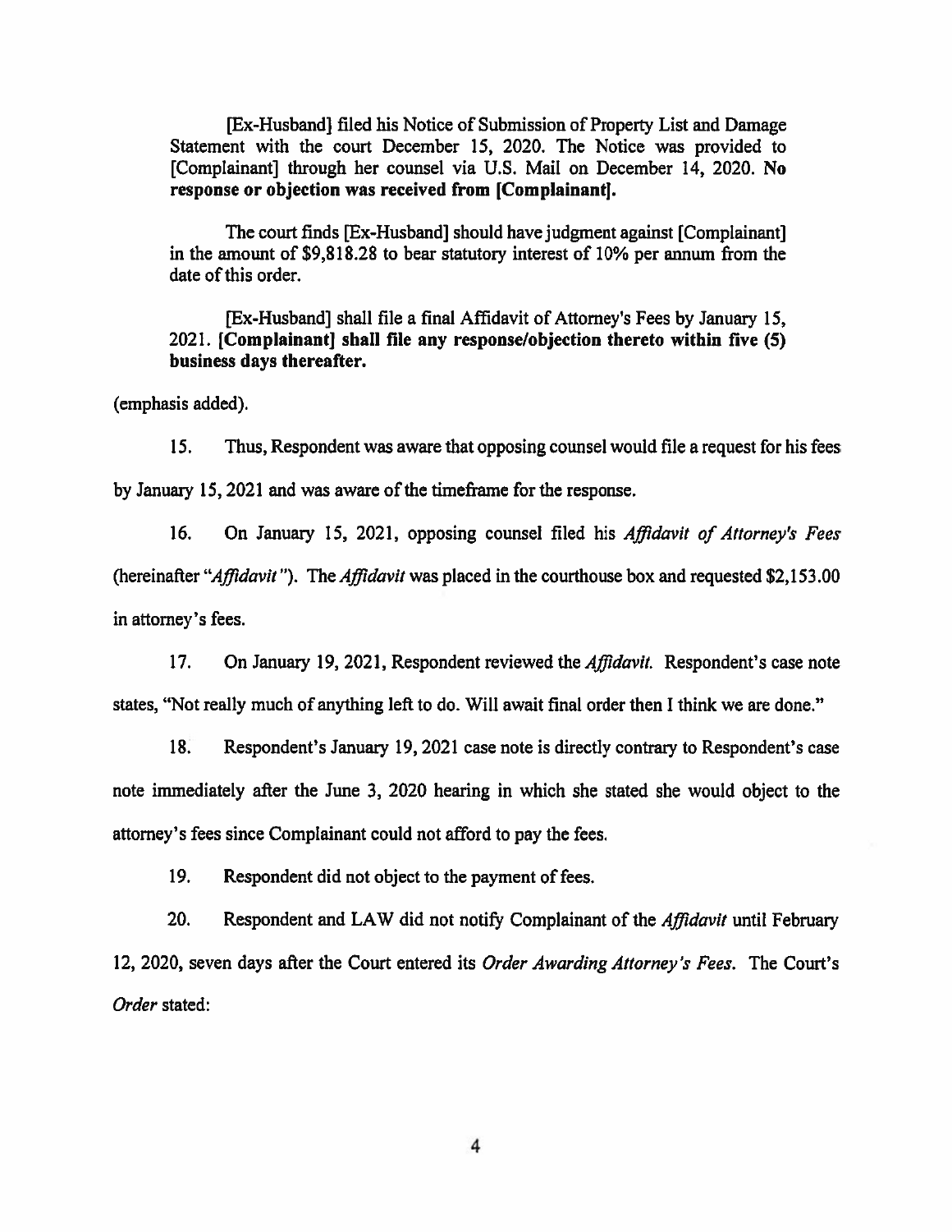[Ex-Husband] filed his Notice of Submission of Property List and Damage Statement with the court December 15, 2020. The Notice was provided to [Complainant] through her counsel via U.S. Mail on December 14, 2020. **No response or objection was received from [Complainant].**

The court finds [Ex-Husband] should have judgment against [Complainant] in the amount of $9,818.28 to bear statutory interest of 10% per annum from the date of this order.

[Ex-Husband] shall file a final Affidavit of Attorney's Fees by January 15, 2021. **[Complainant] shall file any response/objection thereto within five (5) business days thereafter.**

(emphasis added).

15. Thus, Respondent was aware that opposing counsel would file a request for his fees by January 15, 2021 and was aware of the timeframe for the response.

16. On January 15, 2021, opposing counsel filed his *Affidavit of Attorney's Fees* (hereinafter "*Affidavit*"). The *Affidavit* was placed in the courthouse box and requested $2,153.00 in attorney's fees.

17. On January 19, 2021, Respondent reviewed the *Affidavit.* Respondent's case note states, "Not really much of anything left to do. Will await final order then I think we are done."

18. Respondent's January 19, 2021 case note is directly contrary to Respondent's case note immediately after the June 3, 2020 hearing in which she stated she would object to the attorney's fees since Complainant could not afford to pay the fees.

19. Respondent did not object to the payment of fees.

20. Respondent and LAW did not notify Complainant of the *Affidavit* until February 12, 2020, seven days after the Court entered its *Order Awarding Attorney's Fees*. The Court's *Order* stated: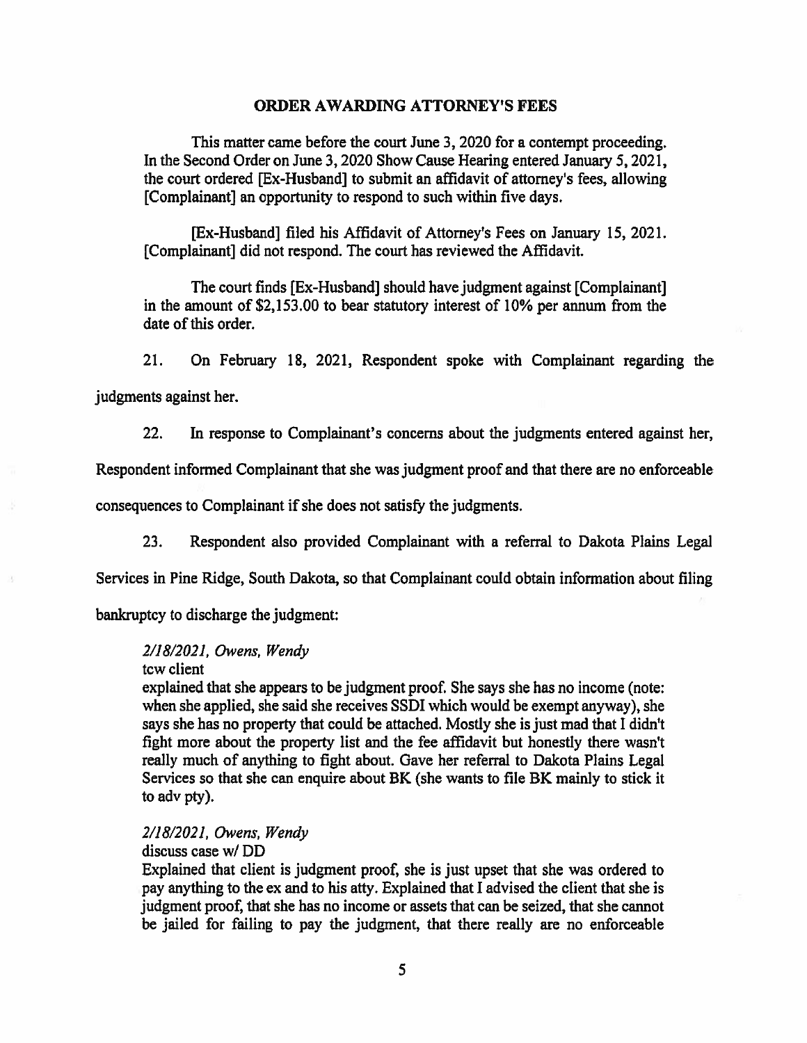**ORDER AWARDING ATTORNEY'S FEES**

This matter came before the court June 3, 2020 for a contempt proceeding. In the Second Order on June 3, 2020 Show Cause Hearing entered January 5, 2021, the court ordered [Ex-Husband] to submit an affidavit of attorney's fees, allowing [Complainant] an opportunity to respond to such within five days.

[Ex-Husband] filed his Affidavit of Attorney's Fees on January 15, 2021. [Complainant] did not respond. The court has reviewed the Affidavit.

The court finds [Ex-Husband] should have judgment against [Complainant] in the amount of $2,153.00 to bear statutory interest of 10% per annum from the date of this order.

21. On February 18, 2021, Respondent spoke with Complainant regarding the judgments against her.

22. In response to Complainant's concerns about the judgments entered against her, Respondent informed Complainant that she was judgment proof and that there are no enforceable consequences to Complainant if she does not satisfy the judgments.

23. Respondent also provided Complainant with a referral to Dakota Plains Legal Services in Pine Ridge, South Dakota, so that Complainant could obtain information about filing bankruptcy to discharge the judgment:

> *2/18/2021, Owens, Wendy*
> tcw client
> explained that she appears to be judgment proof. She says she has no income (note: when she applied, she said she receives SSDI which would be exempt anyway), she says she has no property that could be attached. Mostly she is just mad that I didn't fight more about the property list and the fee affidavit but honestly there wasn't really much of anything to fight about. Gave her referral to Dakota Plains Legal Services so that she can enquire about BK (she wants to file BK mainly to stick it to adv pty).
>
> *2/18/2021, Owens, Wendy*
> discuss case w/ DD
> Explained that client is judgment proof, she is just upset that she was ordered to pay anything to the ex and to his atty. Explained that I advised the client that she is judgment proof, that she has no income or assets that can be seized, that she cannot be jailed for failing to pay the judgment, that there really are no enforceable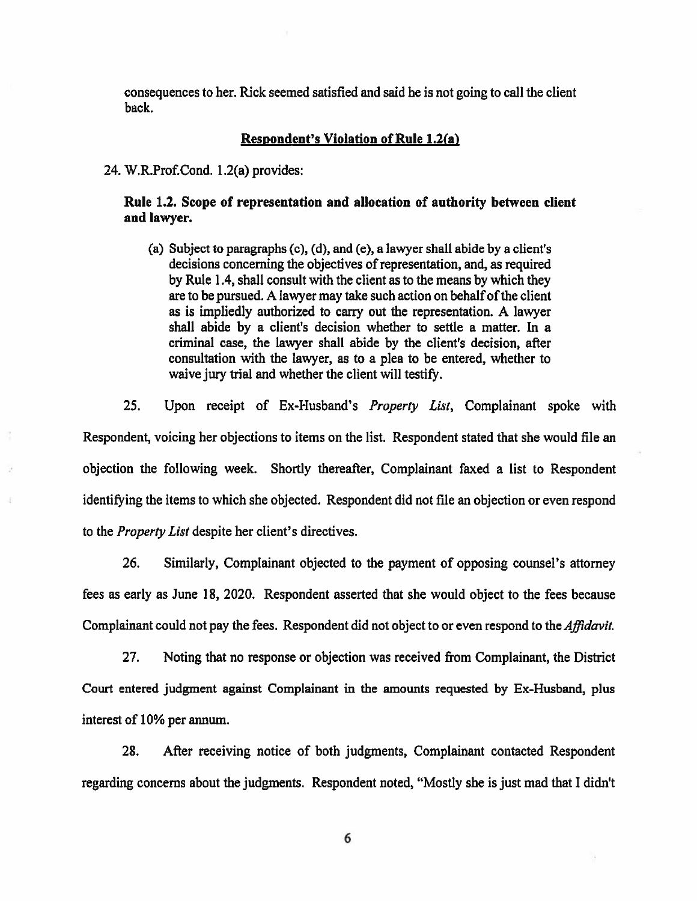consequences to her. Rick seemed satisfied and said he is not going to call the client back.

## Respondent's Violation of Rule 1.2(a)

24. W.R.Prof.Cond. 1.2(a) provides:

> **Rule 1.2. Scope of representation and allocation of authority between client and lawyer.**
>
> (a) Subject to paragraphs (c), (d), and (e), a lawyer shall abide by a client's decisions concerning the objectives of representation, and, as required by Rule 1.4, shall consult with the client as to the means by which they are to be pursued. A lawyer may take such action on behalf of the client as is impliedly authorized to carry out the representation. A lawyer shall abide by a client's decision whether to settle a matter. In a criminal case, the lawyer shall abide by the client's decision, after consultation with the lawyer, as to a plea to be entered, whether to waive jury trial and whether the client will testify.

25. Upon receipt of Ex-Husband's *Property List*, Complainant spoke with Respondent, voicing her objections to items on the list. Respondent stated that she would file an objection the following week. Shortly thereafter, Complainant faxed a list to Respondent identifying the items to which she objected. Respondent did not file an objection or even respond to the *Property List* despite her client's directives.

26. Similarly, Complainant objected to the payment of opposing counsel's attorney fees as early as June 18, 2020. Respondent asserted that she would object to the fees because Complainant could not pay the fees. Respondent did not object to or even respond to the *Affidavit.*

27. Noting that no response or objection was received from Complainant, the District Court entered judgment against Complainant in the amounts requested by Ex-Husband, plus interest of 10% per annum.

28. After receiving notice of both judgments, Complainant contacted Respondent regarding concerns about the judgments. Respondent noted, "Mostly she is just mad that I didn't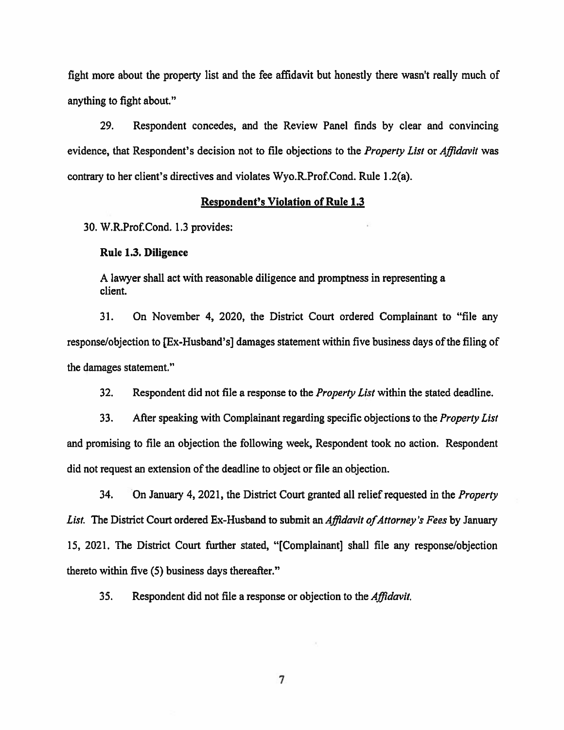fight more about the property list and the fee affidavit but honestly there wasn't really much of anything to fight about."

29. Respondent concedes, and the Review Panel finds by clear and convincing evidence, that Respondent's decision not to file objections to the *Property List* or *Affidavit* was contrary to her client's directives and violates Wyo.R.Prof.Cond. Rule 1.2(a).

## Respondent's Violation of Rule 1.3

30. W.R.Prof.Cond. 1.3 provides:

**Rule 1.3. Diligence**

A lawyer shall act with reasonable diligence and promptness in representing a client.

31. On November 4, 2020, the District Court ordered Complainant to "file any response/objection to [Ex-Husband's] damages statement within five business days of the filing of the damages statement."

32. Respondent did not file a response to the *Property List* within the stated deadline.

33. After speaking with Complainant regarding specific objections to the *Property List* and promising to file an objection the following week, Respondent took no action. Respondent did not request an extension of the deadline to object or file an objection.

34. On January 4, 2021, the District Court granted all relief requested in the *Property List*. The District Court ordered Ex-Husband to submit an *Affidavit of Attorney's Fees* by January 15, 2021. The District Court further stated, "[Complainant] shall file any response/objection thereto within five (5) business days thereafter."

35. Respondent did not file a response or objection to the *Affidavit*.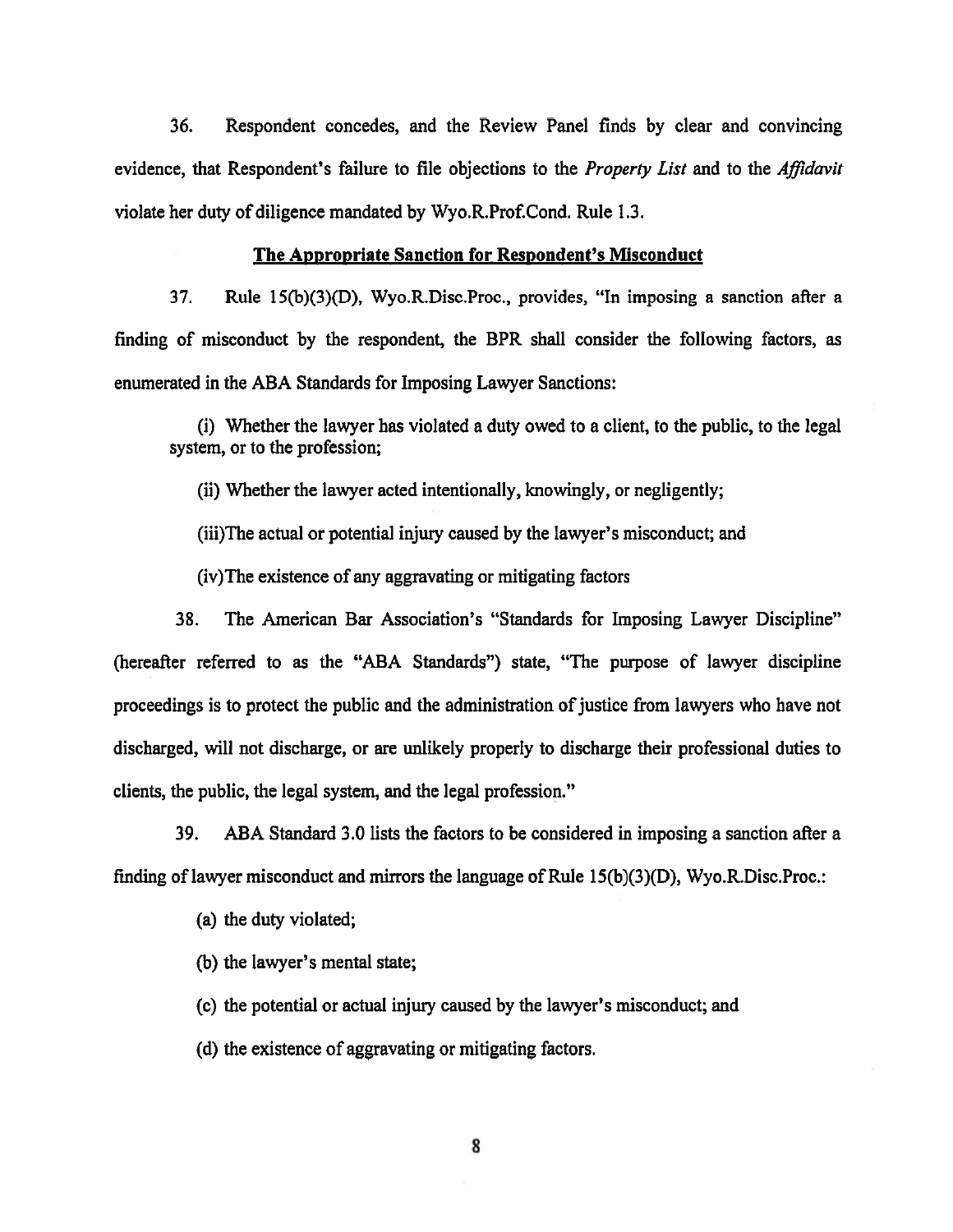36. Respondent concedes, and the Review Panel finds by clear and convincing evidence, that Respondent's failure to file objections to the *Property List* and to the *Affidavit* violate her duty of diligence mandated by Wyo.R.Prof.Cond. Rule 1.3.

## The Appropriate Sanction for Respondent's Misconduct

37. Rule 15(b)(3)(D), Wyo.R.Disc.Proc., provides, "In imposing a sanction after a finding of misconduct by the respondent, the BPR shall consider the following factors, as enumerated in the ABA Standards for Imposing Lawyer Sanctions:

> (i) Whether the lawyer has violated a duty owed to a client, to the public, to the legal system, or to the profession;
>
> (ii) Whether the lawyer acted intentionally, knowingly, or negligently;
>
> (iii)The actual or potential injury caused by the lawyer's misconduct; and
>
> (iv)The existence of any aggravating or mitigating factors

38. The American Bar Association's "Standards for Imposing Lawyer Discipline" (hereafter referred to as the "ABA Standards") state, "The purpose of lawyer discipline proceedings is to protect the public and the administration of justice from lawyers who have not discharged, will not discharge, or are unlikely properly to discharge their professional duties to clients, the public, the legal system, and the legal profession."

39. ABA Standard 3.0 lists the factors to be considered in imposing a sanction after a finding of lawyer misconduct and mirrors the language of Rule 15(b)(3)(D), Wyo.R.Disc.Proc.:

> (a) the duty violated;
>
> (b) the lawyer's mental state;
>
> (c) the potential or actual injury caused by the lawyer's misconduct; and
>
> (d) the existence of aggravating or mitigating factors.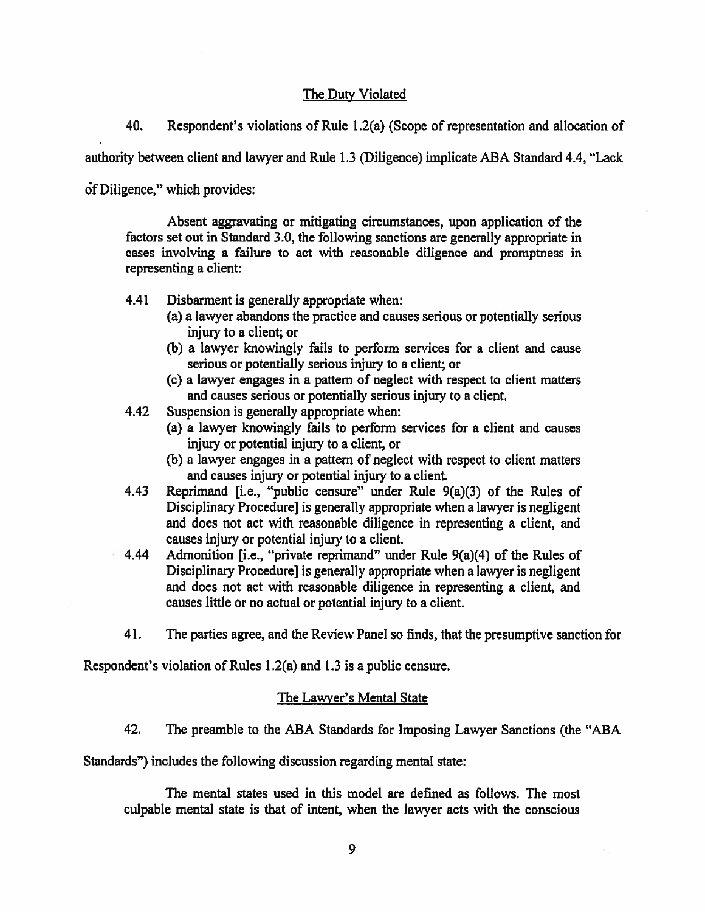## The Duty Violated

40. Respondent's violations of Rule 1.2(a) (Scope of representation and allocation of authority between client and lawyer and Rule 1.3 (Diligence) implicate ABA Standard 4.4, "Lack of Diligence," which provides:

> Absent aggravating or mitigating circumstances, upon application of the factors set out in Standard 3.0, the following sanctions are generally appropriate in cases involving a failure to act with reasonable diligence and promptness in representing a client:
>
> 4.41 Disbarment is generally appropriate when:
> (a) a lawyer abandons the practice and causes serious or potentially serious injury to a client; or
> (b) a lawyer knowingly fails to perform services for a client and cause serious or potentially serious injury to a client; or
> (c) a lawyer engages in a pattern of neglect with respect to client matters and causes serious or potentially serious injury to a client.
>
> 4.42 Suspension is generally appropriate when:
> (a) a lawyer knowingly fails to perform services for a client and causes injury or potential injury to a client, or
> (b) a lawyer engages in a pattern of neglect with respect to client matters and causes injury or potential injury to a client.
>
> 4.43 Reprimand [i.e., "public censure" under Rule 9(a)(3) of the Rules of Disciplinary Procedure] is generally appropriate when a lawyer is negligent and does not act with reasonable diligence in representing a client, and causes injury or potential injury to a client.
>
> 4.44 Admonition [i.e., "private reprimand" under Rule 9(a)(4) of the Rules of Disciplinary Procedure] is generally appropriate when a lawyer is negligent and does not act with reasonable diligence in representing a client, and causes little or no actual or potential injury to a client.

41. The parties agree, and the Review Panel so finds, that the presumptive sanction for Respondent's violation of Rules 1.2(a) and 1.3 is a public censure.

## The Lawyer's Mental State

42. The preamble to the ABA Standards for Imposing Lawyer Sanctions (the "ABA Standards") includes the following discussion regarding mental state:

> The mental states used in this model are defined as follows. The most culpable mental state is that of intent, when the lawyer acts with the conscious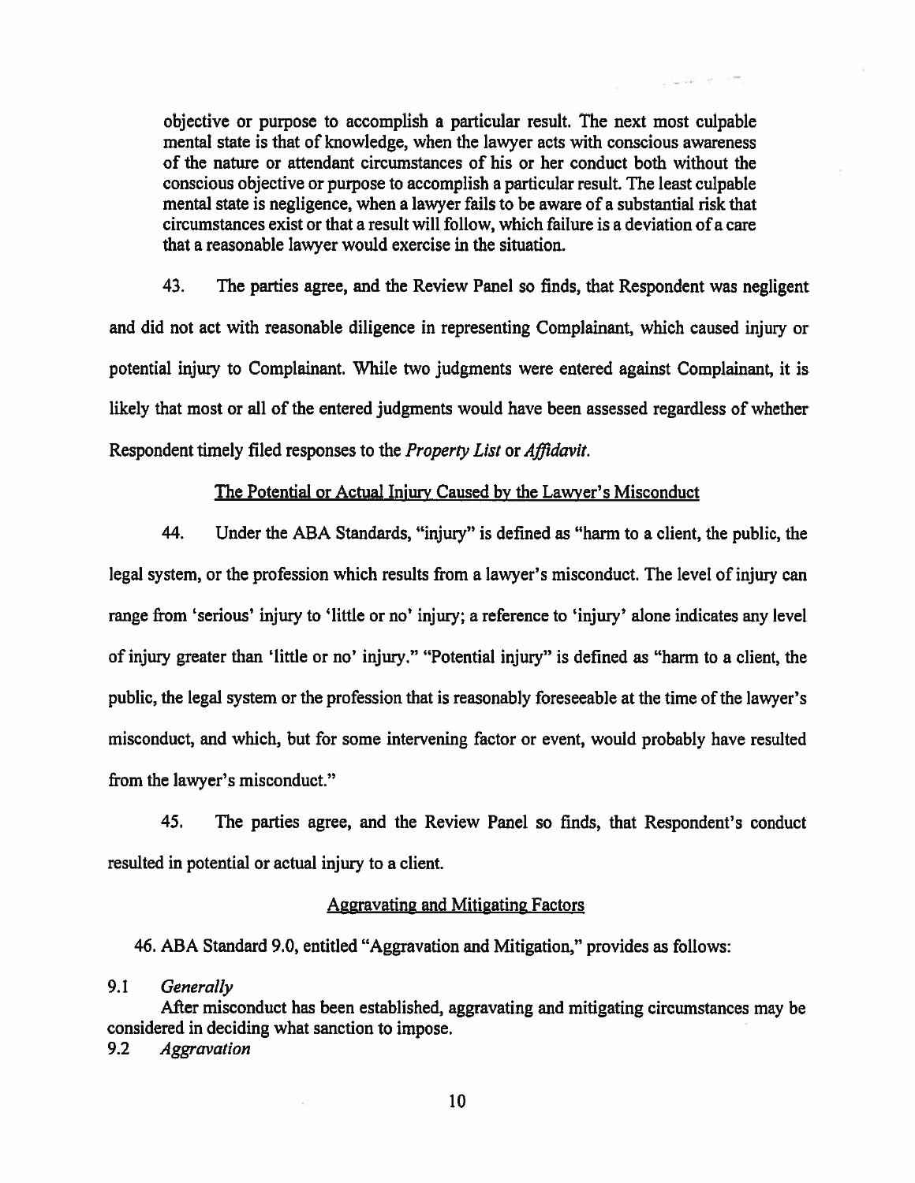objective or purpose to accomplish a particular result. The next most culpable mental state is that of knowledge, when the lawyer acts with conscious awareness of the nature or attendant circumstances of his or her conduct both without the conscious objective or purpose to accomplish a particular result. The least culpable mental state is negligence, when a lawyer fails to be aware of a substantial risk that circumstances exist or that a result will follow, which failure is a deviation of a care that a reasonable lawyer would exercise in the situation.

43. The parties agree, and the Review Panel so finds, that Respondent was negligent and did not act with reasonable diligence in representing Complainant, which caused injury or potential injury to Complainant. While two judgments were entered against Complainant, it is likely that most or all of the entered judgments would have been assessed regardless of whether Respondent timely filed responses to the *Property List* or *Affidavit*.

The Potential or Actual Injury Caused by the Lawyer's Misconduct

44. Under the ABA Standards, "injury" is defined as "harm to a client, the public, the legal system, or the profession which results from a lawyer's misconduct. The level of injury can range from 'serious' injury to 'little or no' injury; a reference to 'injury' alone indicates any level of injury greater than 'little or no' injury." "Potential injury" is defined as "harm to a client, the public, the legal system or the profession that is reasonably foreseeable at the time of the lawyer's misconduct, and which, but for some intervening factor or event, would probably have resulted from the lawyer's misconduct."

45. The parties agree, and the Review Panel so finds, that Respondent's conduct resulted in potential or actual injury to a client.

Aggravating and Mitigating Factors

46. ABA Standard 9.0, entitled "Aggravation and Mitigation," provides as follows:

9.1 *Generally*

After misconduct has been established, aggravating and mitigating circumstances may be considered in deciding what sanction to impose.

9.2 *Aggravation*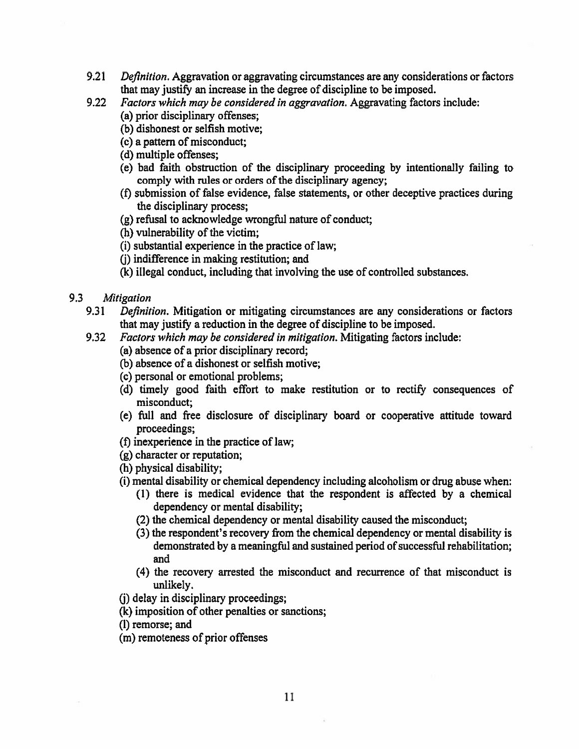9.21 *Definition.* Aggravation or aggravating circumstances are any considerations or factors that may justify an increase in the degree of discipline to be imposed.

9.22 *Factors which may be considered in aggravation.* Aggravating factors include:

(a) prior disciplinary offenses;
(b) dishonest or selfish motive;
(c) a pattern of misconduct;
(d) multiple offenses;
(e) bad faith obstruction of the disciplinary proceeding by intentionally failing to comply with rules or orders of the disciplinary agency;
(f) submission of false evidence, false statements, or other deceptive practices during the disciplinary process;
(g) refusal to acknowledge wrongful nature of conduct;
(h) vulnerability of the victim;
(i) substantial experience in the practice of law;
(j) indifference in making restitution; and
(k) illegal conduct, including that involving the use of controlled substances.

9.3 *Mitigation*

9.31 *Definition.* Mitigation or mitigating circumstances are any considerations or factors that may justify a reduction in the degree of discipline to be imposed.

9.32 *Factors which may be considered in mitigation.* Mitigating factors include:

(a) absence of a prior disciplinary record;
(b) absence of a dishonest or selfish motive;
(c) personal or emotional problems;
(d) timely good faith effort to make restitution or to rectify consequences of misconduct;
(e) full and free disclosure of disciplinary board or cooperative attitude toward proceedings;
(f) inexperience in the practice of law;
(g) character or reputation;
(h) physical disability;
(i) mental disability or chemical dependency including alcoholism or drug abuse when:
   (1) there is medical evidence that the respondent is affected by a chemical dependency or mental disability;
   (2) the chemical dependency or mental disability caused the misconduct;
   (3) the respondent's recovery from the chemical dependency or mental disability is demonstrated by a meaningful and sustained period of successful rehabilitation; and
   (4) the recovery arrested the misconduct and recurrence of that misconduct is unlikely.
(j) delay in disciplinary proceedings;
(k) imposition of other penalties or sanctions;
(l) remorse; and
(m) remoteness of prior offenses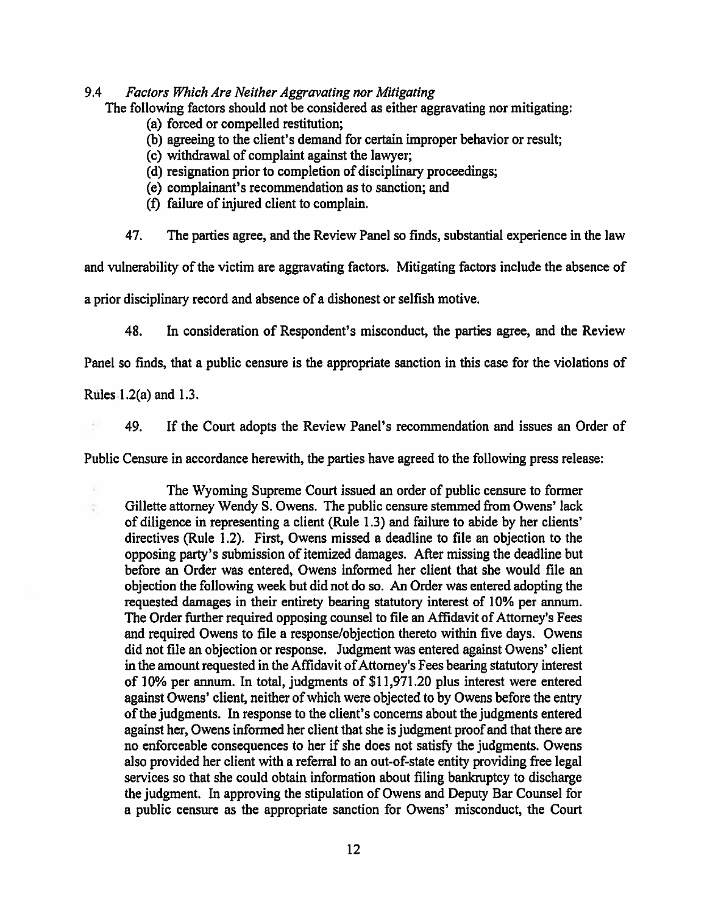9.4 *Factors Which Are Neither Aggravating nor Mitigating*

The following factors should not be considered as either aggravating nor mitigating:

(a) forced or compelled restitution;
(b) agreeing to the client's demand for certain improper behavior or result;
(c) withdrawal of complaint against the lawyer;
(d) resignation prior to completion of disciplinary proceedings;
(e) complainant's recommendation as to sanction; and
(f) failure of injured client to complain.

47. The parties agree, and the Review Panel so finds, substantial experience in the law and vulnerability of the victim are aggravating factors. Mitigating factors include the absence of a prior disciplinary record and absence of a dishonest or selfish motive.

48. In consideration of Respondent's misconduct, the parties agree, and the Review Panel so finds, that a public censure is the appropriate sanction in this case for the violations of Rules 1.2(a) and 1.3.

49. If the Court adopts the Review Panel's recommendation and issues an Order of Public Censure in accordance herewith, the parties have agreed to the following press release:

> The Wyoming Supreme Court issued an order of public censure to former Gillette attorney Wendy S. Owens. The public censure stemmed from Owens' lack of diligence in representing a client (Rule 1.3) and failure to abide by her clients' directives (Rule 1.2). First, Owens missed a deadline to file an objection to the opposing party's submission of itemized damages. After missing the deadline but before an Order was entered, Owens informed her client that she would file an objection the following week but did not do so. An Order was entered adopting the requested damages in their entirety bearing statutory interest of 10% per annum. The Order further required opposing counsel to file an Affidavit of Attorney's Fees and required Owens to file a response/objection thereto within five days. Owens did not file an objection or response. Judgment was entered against Owens' client in the amount requested in the Affidavit of Attorney's Fees bearing statutory interest of 10% per annum. In total, judgments of $11,971.20 plus interest were entered against Owens' client, neither of which were objected to by Owens before the entry of the judgments. In response to the client's concerns about the judgments entered against her, Owens informed her client that she is judgment proof and that there are no enforceable consequences to her if she does not satisfy the judgments. Owens also provided her client with a referral to an out-of-state entity providing free legal services so that she could obtain information about filing bankruptcy to discharge the judgment. In approving the stipulation of Owens and Deputy Bar Counsel for a public censure as the appropriate sanction for Owens' misconduct, the Court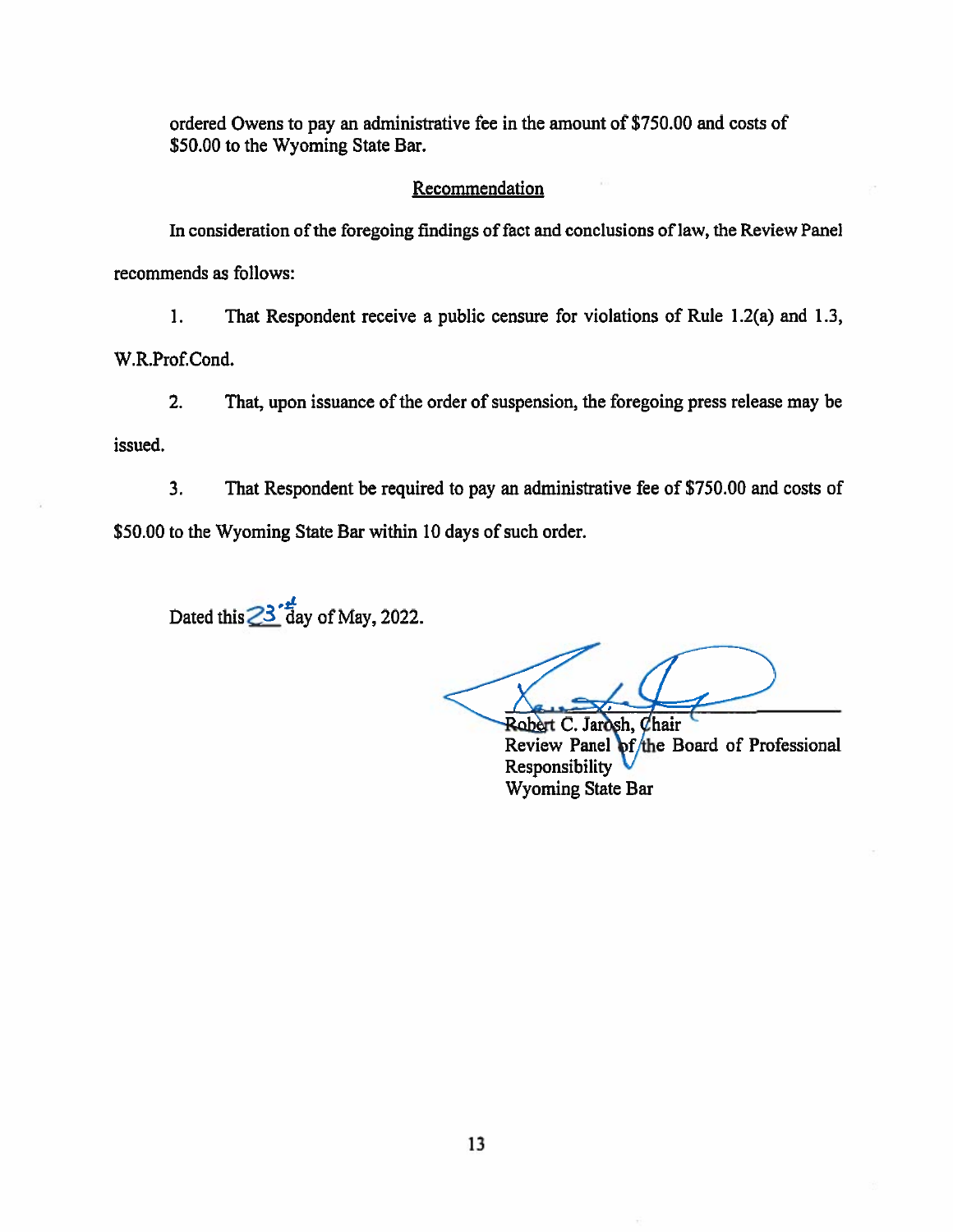ordered Owens to pay an administrative fee in the amount of $750.00 and costs of $50.00 to the Wyoming State Bar.

## Recommendation

In consideration of the foregoing findings of fact and conclusions of law, the Review Panel recommends as follows:

1. That Respondent receive a public censure for violations of Rule 1.2(a) and 1.3, W.R.Prof.Cond.

2. That, upon issuance of the order of suspension, the foregoing press release may be issued.

3. That Respondent be required to pay an administrative fee of $750.00 and costs of $50.00 to the Wyoming State Bar within 10 days of such order.

Dated this 23rd day of May, 2022.

Robert C. Jarosh, Chair
Review Panel of the Board of Professional Responsibility
Wyoming State Bar